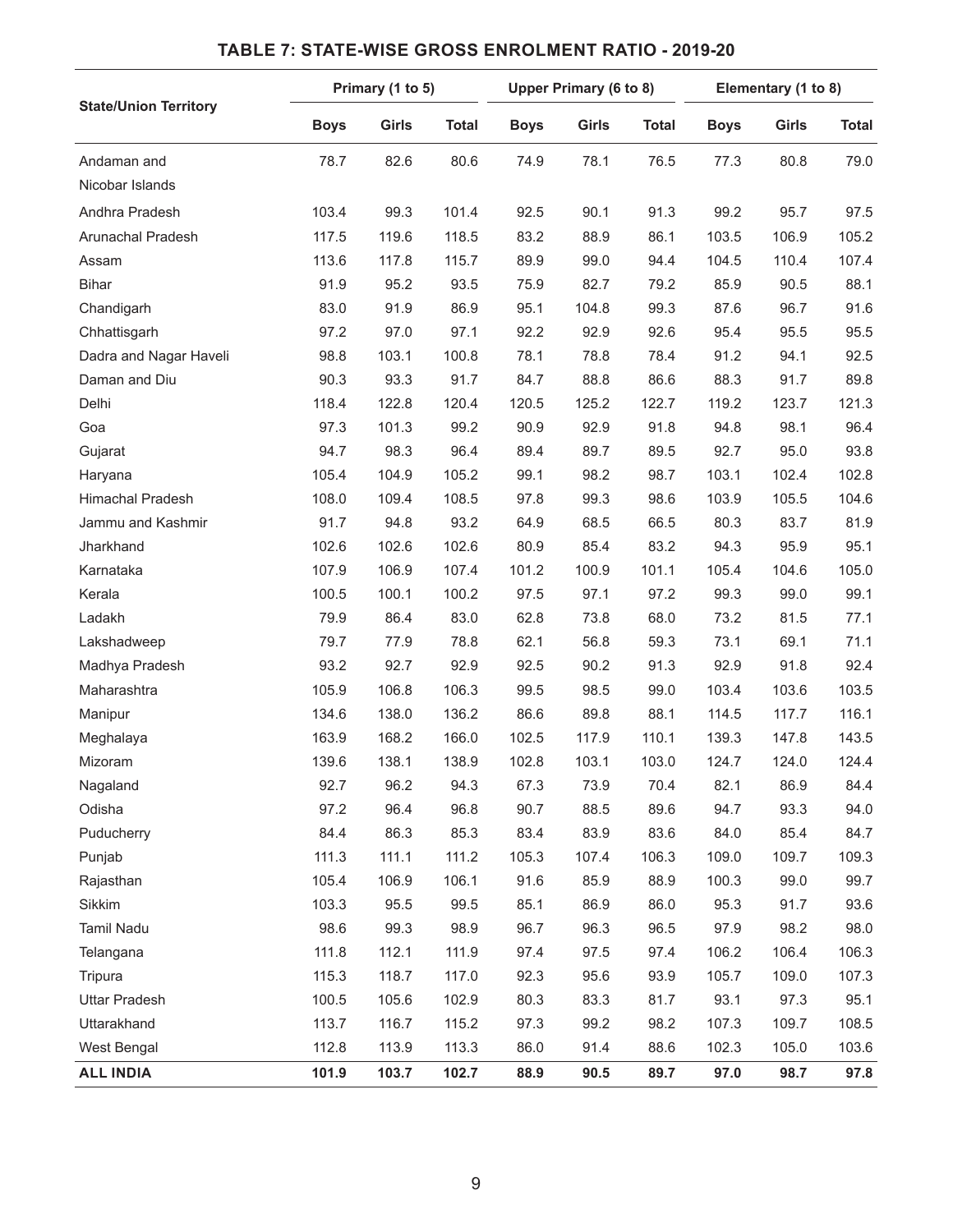## TABLE 7: STATE-WISE GROSS ENROLMENT RATIO - 2019-20

| State/Union Territory | Primary (1 to 5) | | | Upper Primary (6 to 8) | | | Elementary (1 to 8) | | |
|---|---|---|---|---|---|---|---|---|---|
| | Boys | Girls | Total | Boys | Girls | Total | Boys | Girls | Total |
| Andaman and Nicobar Islands | 78.7 | 82.6 | 80.6 | 74.9 | 78.1 | 76.5 | 77.3 | 80.8 | 79.0 |
| Andhra Pradesh | 103.4 | 99.3 | 101.4 | 92.5 | 90.1 | 91.3 | 99.2 | 95.7 | 97.5 |
| Arunachal Pradesh | 117.5 | 119.6 | 118.5 | 83.2 | 88.9 | 86.1 | 103.5 | 106.9 | 105.2 |
| Assam | 113.6 | 117.8 | 115.7 | 89.9 | 99.0 | 94.4 | 104.5 | 110.4 | 107.4 |
| Bihar | 91.9 | 95.2 | 93.5 | 75.9 | 82.7 | 79.2 | 85.9 | 90.5 | 88.1 |
| Chandigarh | 83.0 | 91.9 | 86.9 | 95.1 | 104.8 | 99.3 | 87.6 | 96.7 | 91.6 |
| Chhattisgarh | 97.2 | 97.0 | 97.1 | 92.2 | 92.9 | 92.6 | 95.4 | 95.5 | 95.5 |
| Dadra and Nagar Haveli | 98.8 | 103.1 | 100.8 | 78.1 | 78.8 | 78.4 | 91.2 | 94.1 | 92.5 |
| Daman and Diu | 90.3 | 93.3 | 91.7 | 84.7 | 88.8 | 86.6 | 88.3 | 91.7 | 89.8 |
| Delhi | 118.4 | 122.8 | 120.4 | 120.5 | 125.2 | 122.7 | 119.2 | 123.7 | 121.3 |
| Goa | 97.3 | 101.3 | 99.2 | 90.9 | 92.9 | 91.8 | 94.8 | 98.1 | 96.4 |
| Gujarat | 94.7 | 98.3 | 96.4 | 89.4 | 89.7 | 89.5 | 92.7 | 95.0 | 93.8 |
| Haryana | 105.4 | 104.9 | 105.2 | 99.1 | 98.2 | 98.7 | 103.1 | 102.4 | 102.8 |
| Himachal Pradesh | 108.0 | 109.4 | 108.5 | 97.8 | 99.3 | 98.6 | 103.9 | 105.5 | 104.6 |
| Jammu and Kashmir | 91.7 | 94.8 | 93.2 | 64.9 | 68.5 | 66.5 | 80.3 | 83.7 | 81.9 |
| Jharkhand | 102.6 | 102.6 | 102.6 | 80.9 | 85.4 | 83.2 | 94.3 | 95.9 | 95.1 |
| Karnataka | 107.9 | 106.9 | 107.4 | 101.2 | 100.9 | 101.1 | 105.4 | 104.6 | 105.0 |
| Kerala | 100.5 | 100.1 | 100.2 | 97.5 | 97.1 | 97.2 | 99.3 | 99.0 | 99.1 |
| Ladakh | 79.9 | 86.4 | 83.0 | 62.8 | 73.8 | 68.0 | 73.2 | 81.5 | 77.1 |
| Lakshadweep | 79.7 | 77.9 | 78.8 | 62.1 | 56.8 | 59.3 | 73.1 | 69.1 | 71.1 |
| Madhya Pradesh | 93.2 | 92.7 | 92.9 | 92.5 | 90.2 | 91.3 | 92.9 | 91.8 | 92.4 |
| Maharashtra | 105.9 | 106.8 | 106.3 | 99.5 | 98.5 | 99.0 | 103.4 | 103.6 | 103.5 |
| Manipur | 134.6 | 138.0 | 136.2 | 86.6 | 89.8 | 88.1 | 114.5 | 117.7 | 116.1 |
| Meghalaya | 163.9 | 168.2 | 166.0 | 102.5 | 117.9 | 110.1 | 139.3 | 147.8 | 143.5 |
| Mizoram | 139.6 | 138.1 | 138.9 | 102.8 | 103.1 | 103.0 | 124.7 | 124.0 | 124.4 |
| Nagaland | 92.7 | 96.2 | 94.3 | 67.3 | 73.9 | 70.4 | 82.1 | 86.9 | 84.4 |
| Odisha | 97.2 | 96.4 | 96.8 | 90.7 | 88.5 | 89.6 | 94.7 | 93.3 | 94.0 |
| Puducherry | 84.4 | 86.3 | 85.3 | 83.4 | 83.9 | 83.6 | 84.0 | 85.4 | 84.7 |
| Punjab | 111.3 | 111.1 | 111.2 | 105.3 | 107.4 | 106.3 | 109.0 | 109.7 | 109.3 |
| Rajasthan | 105.4 | 106.9 | 106.1 | 91.6 | 85.9 | 88.9 | 100.3 | 99.0 | 99.7 |
| Sikkim | 103.3 | 95.5 | 99.5 | 85.1 | 86.9 | 86.0 | 95.3 | 91.7 | 93.6 |
| Tamil Nadu | 98.6 | 99.3 | 98.9 | 96.7 | 96.3 | 96.5 | 97.9 | 98.2 | 98.0 |
| Telangana | 111.8 | 112.1 | 111.9 | 97.4 | 97.5 | 97.4 | 106.2 | 106.4 | 106.3 |
| Tripura | 115.3 | 118.7 | 117.0 | 92.3 | 95.6 | 93.9 | 105.7 | 109.0 | 107.3 |
| Uttar Pradesh | 100.5 | 105.6 | 102.9 | 80.3 | 83.3 | 81.7 | 93.1 | 97.3 | 95.1 |
| Uttarakhand | 113.7 | 116.7 | 115.2 | 97.3 | 99.2 | 98.2 | 107.3 | 109.7 | 108.5 |
| West Bengal | 112.8 | 113.9 | 113.3 | 86.0 | 91.4 | 88.6 | 102.3 | 105.0 | 103.6 |
| **ALL INDIA** | **101.9** | **103.7** | **102.7** | **88.9** | **90.5** | **89.7** | **97.0** | **98.7** | **97.8** |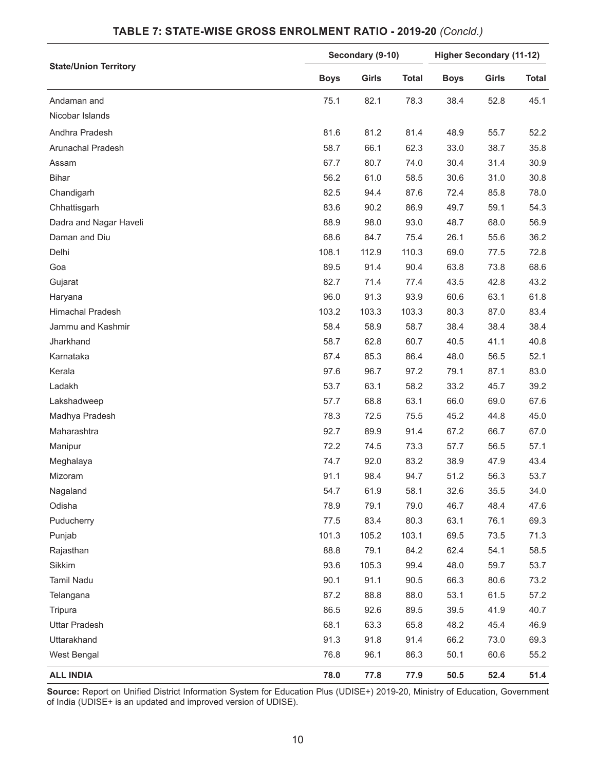## TABLE 7: STATE-WISE GROSS ENROLMENT RATIO - 2019-20 *(Concld.)*

| State/Union Territory | Secondary (9-10) | | | Higher Secondary (11-12) | | |
|---|---|---|---|---|---|---|
| | Boys | Girls | Total | Boys | Girls | Total |
| Andaman and Nicobar Islands | 75.1 | 82.1 | 78.3 | 38.4 | 52.8 | 45.1 |
| Andhra Pradesh | 81.6 | 81.2 | 81.4 | 48.9 | 55.7 | 52.2 |
| Arunachal Pradesh | 58.7 | 66.1 | 62.3 | 33.0 | 38.7 | 35.8 |
| Assam | 67.7 | 80.7 | 74.0 | 30.4 | 31.4 | 30.9 |
| Bihar | 56.2 | 61.0 | 58.5 | 30.6 | 31.0 | 30.8 |
| Chandigarh | 82.5 | 94.4 | 87.6 | 72.4 | 85.8 | 78.0 |
| Chhattisgarh | 83.6 | 90.2 | 86.9 | 49.7 | 59.1 | 54.3 |
| Dadra and Nagar Haveli | 88.9 | 98.0 | 93.0 | 48.7 | 68.0 | 56.9 |
| Daman and Diu | 68.6 | 84.7 | 75.4 | 26.1 | 55.6 | 36.2 |
| Delhi | 108.1 | 112.9 | 110.3 | 69.0 | 77.5 | 72.8 |
| Goa | 89.5 | 91.4 | 90.4 | 63.8 | 73.8 | 68.6 |
| Gujarat | 82.7 | 71.4 | 77.4 | 43.5 | 42.8 | 43.2 |
| Haryana | 96.0 | 91.3 | 93.9 | 60.6 | 63.1 | 61.8 |
| Himachal Pradesh | 103.2 | 103.3 | 103.3 | 80.3 | 87.0 | 83.4 |
| Jammu and Kashmir | 58.4 | 58.9 | 58.7 | 38.4 | 38.4 | 38.4 |
| Jharkhand | 58.7 | 62.8 | 60.7 | 40.5 | 41.1 | 40.8 |
| Karnataka | 87.4 | 85.3 | 86.4 | 48.0 | 56.5 | 52.1 |
| Kerala | 97.6 | 96.7 | 97.2 | 79.1 | 87.1 | 83.0 |
| Ladakh | 53.7 | 63.1 | 58.2 | 33.2 | 45.7 | 39.2 |
| Lakshadweep | 57.7 | 68.8 | 63.1 | 66.0 | 69.0 | 67.6 |
| Madhya Pradesh | 78.3 | 72.5 | 75.5 | 45.2 | 44.8 | 45.0 |
| Maharashtra | 92.7 | 89.9 | 91.4 | 67.2 | 66.7 | 67.0 |
| Manipur | 72.2 | 74.5 | 73.3 | 57.7 | 56.5 | 57.1 |
| Meghalaya | 74.7 | 92.0 | 83.2 | 38.9 | 47.9 | 43.4 |
| Mizoram | 91.1 | 98.4 | 94.7 | 51.2 | 56.3 | 53.7 |
| Nagaland | 54.7 | 61.9 | 58.1 | 32.6 | 35.5 | 34.0 |
| Odisha | 78.9 | 79.1 | 79.0 | 46.7 | 48.4 | 47.6 |
| Puducherry | 77.5 | 83.4 | 80.3 | 63.1 | 76.1 | 69.3 |
| Punjab | 101.3 | 105.2 | 103.1 | 69.5 | 73.5 | 71.3 |
| Rajasthan | 88.8 | 79.1 | 84.2 | 62.4 | 54.1 | 58.5 |
| Sikkim | 93.6 | 105.3 | 99.4 | 48.0 | 59.7 | 53.7 |
| Tamil Nadu | 90.1 | 91.1 | 90.5 | 66.3 | 80.6 | 73.2 |
| Telangana | 87.2 | 88.8 | 88.0 | 53.1 | 61.5 | 57.2 |
| Tripura | 86.5 | 92.6 | 89.5 | 39.5 | 41.9 | 40.7 |
| Uttar Pradesh | 68.1 | 63.3 | 65.8 | 48.2 | 45.4 | 46.9 |
| Uttarakhand | 91.3 | 91.8 | 91.4 | 66.2 | 73.0 | 69.3 |
| West Bengal | 76.8 | 96.1 | 86.3 | 50.1 | 60.6 | 55.2 |
| **ALL INDIA** | **78.0** | **77.8** | **77.9** | **50.5** | **52.4** | **51.4** |

**Source:** Report on Unified District Information System for Education Plus (UDISE+) 2019-20, Ministry of Education, Government of India (UDISE+ is an updated and improved version of UDISE).